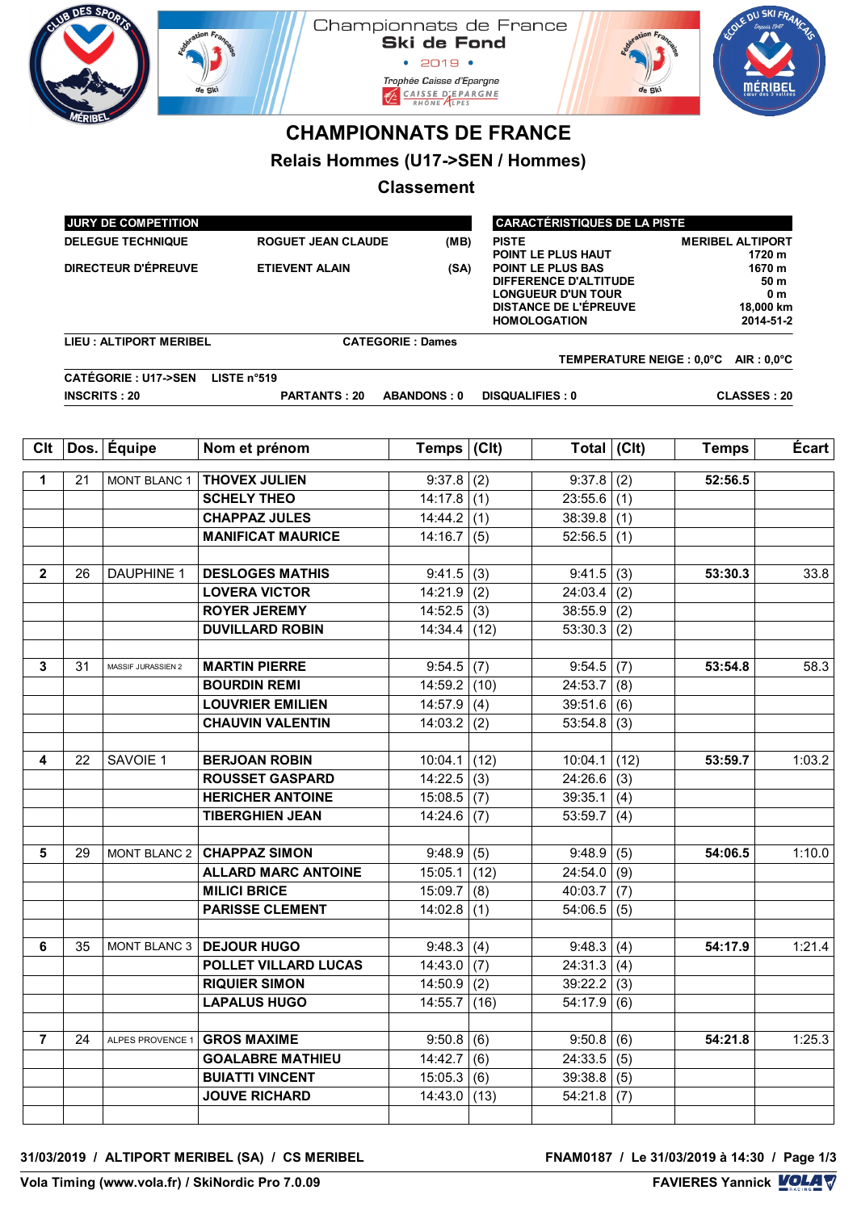Championnats de France
Ski de Fond
• 2019 •
Trophée Caisse d'Epargne

# CHAMPIONNATS DE FRANCE

## Relais Hommes (U17->SEN / Hommes)

### Classement

| JURY DE COMPETITION | | |
|---|---|---|
| DELEGUE TECHNIQUE | ROGUET JEAN CLAUDE | (MB) |
| DIRECTEUR D'ÉPREUVE | ETIEVENT ALAIN | (SA) |

| CARACTÉRISTIQUES DE LA PISTE | |
|---|---|
| PISTE | MERIBEL ALTIPORT |
| POINT LE PLUS HAUT | 1720 m |
| POINT LE PLUS BAS | 1670 m |
| DIFFERENCE D'ALTITUDE | 50 m |
| LONGUEUR D'UN TOUR | 0 m |
| DISTANCE DE L'ÉPREUVE | 18,000 km |
| HOMOLOGATION | 2014-51-2 |

LIEU : ALTIPORT MERIBEL    CATEGORIE : Dames

TEMPERATURE NEIGE : 0,0°C    AIR : 0,0°C

CATÉGORIE : U17->SEN    LISTE n°519

INSCRITS : 20    PARTANTS : 20    ABANDONS : 0    DISQUALIFIES : 0    CLASSES : 20

| Clt | Dos. | Équipe | Nom et prénom | Temps | (Clt) | Total | (Clt) | Temps | Écart |
|---|---|---|---|---|---|---|---|---|---|
| 1 | 21 | MONT BLANC 1 | THOVEX JULIEN | 9:37.8 | (2) | 9:37.8 | (2) | 52:56.5 | |
| | | | SCHELY THEO | 14:17.8 | (1) | 23:55.6 | (1) | | |
| | | | CHAPPAZ JULES | 14:44.2 | (1) | 38:39.8 | (1) | | |
| | | | MANIFICAT MAURICE | 14:16.7 | (5) | 52:56.5 | (1) | | |
| 2 | 26 | DAUPHINE 1 | DESLOGES MATHIS | 9:41.5 | (3) | 9:41.5 | (3) | 53:30.3 | 33.8 |
| | | | LOVERA VICTOR | 14:21.9 | (2) | 24:03.4 | (2) | | |
| | | | ROYER JEREMY | 14:52.5 | (3) | 38:55.9 | (2) | | |
| | | | DUVILLARD ROBIN | 14:34.4 | (12) | 53:30.3 | (2) | | |
| 3 | 31 | MASSIF JURASSIEN 2 | MARTIN PIERRE | 9:54.5 | (7) | 9:54.5 | (7) | 53:54.8 | 58.3 |
| | | | BOURDIN REMI | 14:59.2 | (10) | 24:53.7 | (8) | | |
| | | | LOUVRIER EMILIEN | 14:57.9 | (4) | 39:51.6 | (6) | | |
| | | | CHAUVIN VALENTIN | 14:03.2 | (2) | 53:54.8 | (3) | | |
| 4 | 22 | SAVOIE 1 | BERJOAN ROBIN | 10:04.1 | (12) | 10:04.1 | (12) | 53:59.7 | 1:03.2 |
| | | | ROUSSET GASPARD | 14:22.5 | (3) | 24:26.6 | (3) | | |
| | | | HERICHER ANTOINE | 15:08.5 | (7) | 39:35.1 | (4) | | |
| | | | TIBERGHIEN JEAN | 14:24.6 | (7) | 53:59.7 | (4) | | |
| 5 | 29 | MONT BLANC 2 | CHAPPAZ SIMON | 9:48.9 | (5) | 9:48.9 | (5) | 54:06.5 | 1:10.0 |
| | | | ALLARD MARC ANTOINE | 15:05.1 | (12) | 24:54.0 | (9) | | |
| | | | MILICI BRICE | 15:09.7 | (8) | 40:03.7 | (7) | | |
| | | | PARISSE CLEMENT | 14:02.8 | (1) | 54:06.5 | (5) | | |
| 6 | 35 | MONT BLANC 3 | DEJOUR HUGO | 9:48.3 | (4) | 9:48.3 | (4) | 54:17.9 | 1:21.4 |
| | | | POLLET VILLARD LUCAS | 14:43.0 | (7) | 24:31.3 | (4) | | |
| | | | RIQUIER SIMON | 14:50.9 | (2) | 39:22.2 | (3) | | |
| | | | LAPALUS HUGO | 14:55.7 | (16) | 54:17.9 | (6) | | |
| 7 | 24 | ALPES PROVENCE 1 | GROS MAXIME | 9:50.8 | (6) | 9:50.8 | (6) | 54:21.8 | 1:25.3 |
| | | | GOALABRE MATHIEU | 14:42.7 | (6) | 24:33.5 | (5) | | |
| | | | BUIATTI VINCENT | 15:05.3 | (6) | 39:38.8 | (5) | | |
| | | | JOUVE RICHARD | 14:43.0 | (13) | 54:21.8 | (7) | | |

31/03/2019 / ALTIPORT MERIBEL (SA) / CS MERIBEL    FNAM0187 / Le 31/03/2019 à 14:30

Vola Timing (www.vola.fr) / SkiNordic Pro 7.0.09    FAVIERES Yannick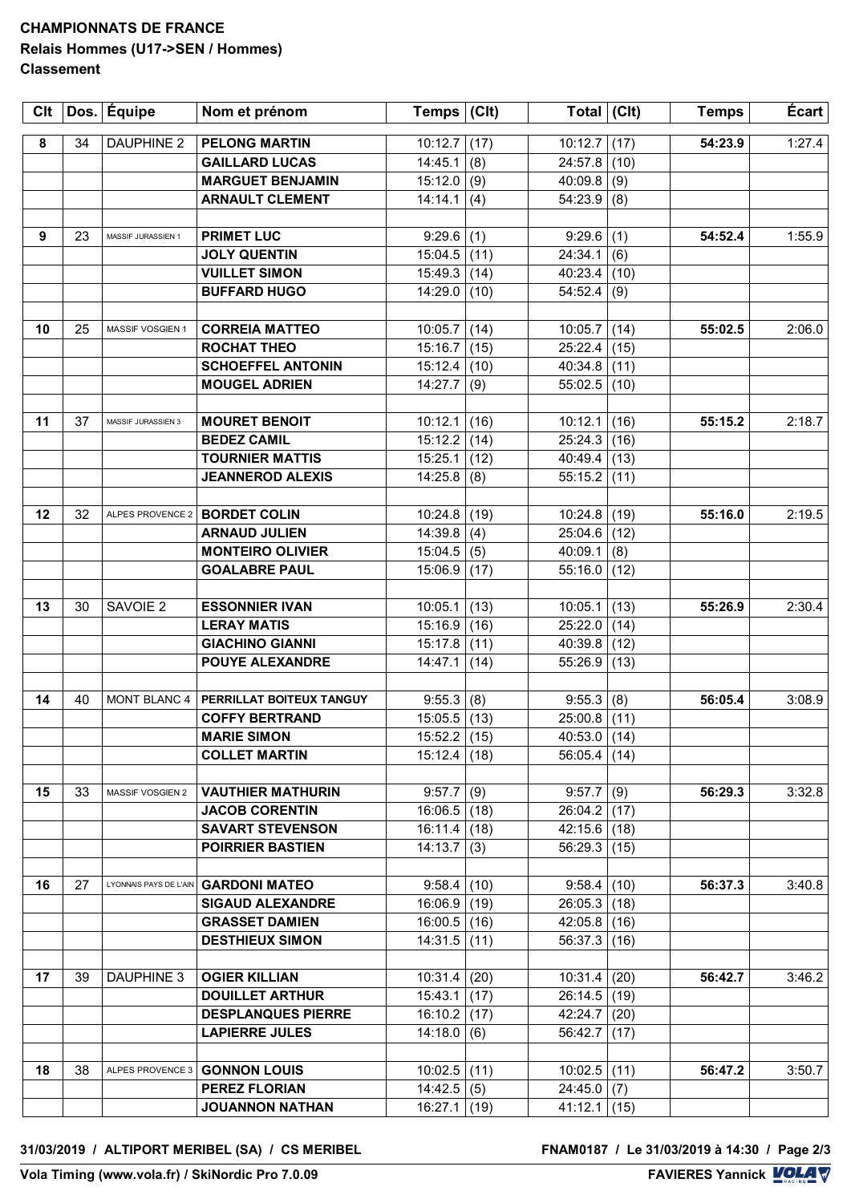# CHAMPIONNATS DE FRANCE

## Relais Hommes (U17->SEN / Hommes)

### Classement

| Clt | Dos. | Équipe | Nom et prénom | Temps | (Clt) | Total | (Clt) | Temps | Écart |
|---|---|---|---|---|---|---|---|---|---|
| 8 | 34 | DAUPHINE 2 | **PELONG MARTIN** | 10:12.7 | (17) | 10:12.7 | (17) | **54:23.9** | 1:27.4 |
| | | | **GAILLARD LUCAS** | 14:45.1 | (8) | 24:57.8 | (10) | | |
| | | | **MARGUET BENJAMIN** | 15:12.0 | (9) | 40:09.8 | (9) | | |
| | | | **ARNAULT CLEMENT** | 14:14.1 | (4) | 54:23.9 | (8) | | |
| 9 | 23 | MASSIF JURASSIEN 1 | **PRIMET LUC** | 9:29.6 | (1) | 9:29.6 | (1) | **54:52.4** | 1:55.9 |
| | | | **JOLY QUENTIN** | 15:04.5 | (11) | 24:34.1 | (6) | | |
| | | | **VUILLET SIMON** | 15:49.3 | (14) | 40:23.4 | (10) | | |
| | | | **BUFFARD HUGO** | 14:29.0 | (10) | 54:52.4 | (9) | | |
| 10 | 25 | MASSIF VOSGIEN 1 | **CORREIA MATTEO** | 10:05.7 | (14) | 10:05.7 | (14) | **55:02.5** | 2:06.0 |
| | | | **ROCHAT THEO** | 15:16.7 | (15) | 25:22.4 | (15) | | |
| | | | **SCHOEFFEL ANTONIN** | 15:12.4 | (10) | 40:34.8 | (11) | | |
| | | | **MOUGEL ADRIEN** | 14:27.7 | (9) | 55:02.5 | (10) | | |
| 11 | 37 | MASSIF JURASSIEN 3 | **MOURET BENOIT** | 10:12.1 | (16) | 10:12.1 | (16) | **55:15.2** | 2:18.7 |
| | | | **BEDEZ CAMIL** | 15:12.2 | (14) | 25:24.3 | (16) | | |
| | | | **TOURNIER MATTIS** | 15:25.1 | (12) | 40:49.4 | (13) | | |
| | | | **JEANNEROD ALEXIS** | 14:25.8 | (8) | 55:15.2 | (11) | | |
| 12 | 32 | ALPES PROVENCE 2 | **BORDET COLIN** | 10:24.8 | (19) | 10:24.8 | (19) | **55:16.0** | 2:19.5 |
| | | | **ARNAUD JULIEN** | 14:39.8 | (4) | 25:04.6 | (12) | | |
| | | | **MONTEIRO OLIVIER** | 15:04.5 | (5) | 40:09.1 | (8) | | |
| | | | **GOALABRE PAUL** | 15:06.9 | (17) | 55:16.0 | (12) | | |
| 13 | 30 | SAVOIE 2 | **ESSONNIER IVAN** | 10:05.1 | (13) | 10:05.1 | (13) | **55:26.9** | 2:30.4 |
| | | | **LERAY MATIS** | 15:16.9 | (16) | 25:22.0 | (14) | | |
| | | | **GIACHINO GIANNI** | 15:17.8 | (11) | 40:39.8 | (12) | | |
| | | | **POUYE ALEXANDRE** | 14:47.1 | (14) | 55:26.9 | (13) | | |
| 14 | 40 | MONT BLANC 4 | **PERRILLAT BOITEUX TANGUY** | 9:55.3 | (8) | 9:55.3 | (8) | **56:05.4** | 3:08.9 |
| | | | **COFFY BERTRAND** | 15:05.5 | (13) | 25:00.8 | (11) | | |
| | | | **MARIE SIMON** | 15:52.2 | (15) | 40:53.0 | (14) | | |
| | | | **COLLET MARTIN** | 15:12.4 | (18) | 56:05.4 | (14) | | |
| 15 | 33 | MASSIF VOSGIEN 2 | **VAUTHIER MATHURIN** | 9:57.7 | (9) | 9:57.7 | (9) | **56:29.3** | 3:32.8 |
| | | | **JACOB CORENTIN** | 16:06.5 | (18) | 26:04.2 | (17) | | |
| | | | **SAVART STEVENSON** | 16:11.4 | (18) | 42:15.6 | (18) | | |
| | | | **POIRRIER BASTIEN** | 14:13.7 | (3) | 56:29.3 | (15) | | |
| 16 | 27 | LYONNAIS PAYS DE L'AIN | **GARDONI MATEO** | 9:58.4 | (10) | 9:58.4 | (10) | **56:37.3** | 3:40.8 |
| | | | **SIGAUD ALEXANDRE** | 16:06.9 | (19) | 26:05.3 | (18) | | |
| | | | **GRASSET DAMIEN** | 16:00.5 | (16) | 42:05.8 | (16) | | |
| | | | **DESTHIEUX SIMON** | 14:31.5 | (11) | 56:37.3 | (16) | | |
| 17 | 39 | DAUPHINE 3 | **OGIER KILLIAN** | 10:31.4 | (20) | 10:31.4 | (20) | **56:42.7** | 3:46.2 |
| | | | **DOUILLET ARTHUR** | 15:43.1 | (17) | 26:14.5 | (19) | | |
| | | | **DESPLANQUES PIERRE** | 16:10.2 | (17) | 42:24.7 | (20) | | |
| | | | **LAPIERRE JULES** | 14:18.0 | (6) | 56:42.7 | (17) | | |
| 18 | 38 | ALPES PROVENCE 3 | **GONNON LOUIS** | 10:02.5 | (11) | 10:02.5 | (11) | **56:47.2** | 3:50.7 |
| | | | **PEREZ FLORIAN** | 14:42.5 | (5) | 24:45.0 | (7) | | |
| | | | **JOUANNON NATHAN** | 16:27.1 | (19) | 41:12.1 | (15) | | |

**31/03/2019 / ALTIPORT MERIBEL (SA) / CS MERIBEL** **FNAM0187 / Le 31/03/2019 à 14:30**

**Vola Timing (www.vola.fr) / SkiNordic Pro 7.0.09** **FAVIERES Yannick**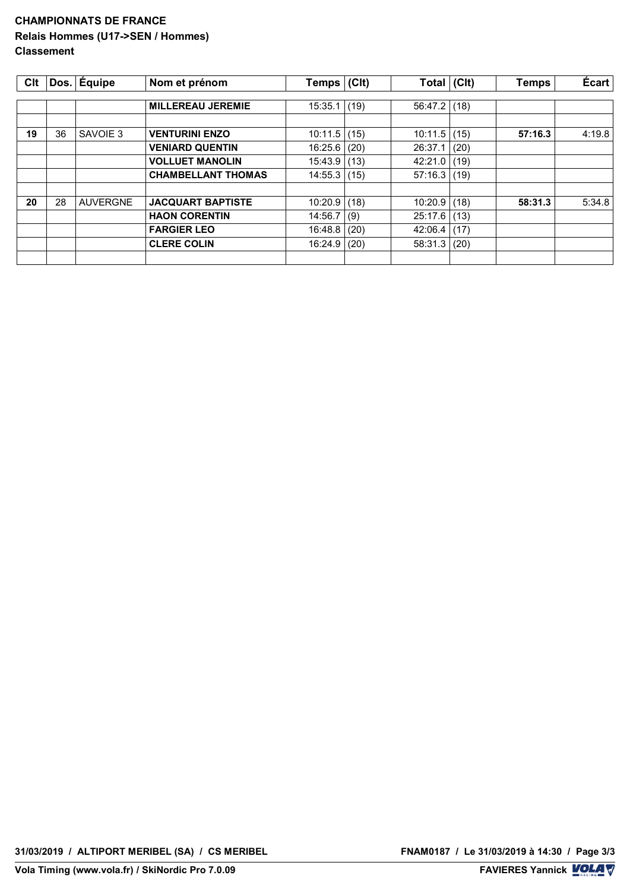**CHAMPIONNATS DE FRANCE**
**Relais Hommes (U17->SEN / Hommes)**
**Classement**

| Clt | Dos. | Équipe | Nom et prénom | Temps | (Clt) | Total | (Clt) | Temps | Écart |
|---|---|---|---|---|---|---|---|---|---|
| | | | **MILLEREAU JEREMIE** | 15:35.1 | (19) | 56:47.2 | (18) | | |
| | | | | | | | | | |
| **19** | 36 | SAVOIE 3 | **VENTURINI ENZO** | 10:11.5 | (15) | 10:11.5 | (15) | **57:16.3** | 4:19.8 |
| | | | **VENIARD QUENTIN** | 16:25.6 | (20) | 26:37.1 | (20) | | |
| | | | **VOLLUET MANOLIN** | 15:43.9 | (13) | 42:21.0 | (19) | | |
| | | | **CHAMBELLANT THOMAS** | 14:55.3 | (15) | 57:16.3 | (19) | | |
| | | | | | | | | | |
| **20** | 28 | AUVERGNE | **JACQUART BAPTISTE** | 10:20.9 | (18) | 10:20.9 | (18) | **58:31.3** | 5:34.8 |
| | | | **HAON CORENTIN** | 14:56.7 | (9) | 25:17.6 | (13) | | |
| | | | **FARGIER LEO** | 16:48.8 | (20) | 42:06.4 | (17) | | |
| | | | **CLERE COLIN** | 16:24.9 | (20) | 58:31.3 | (20) | | |

31/03/2019 / ALTIPORT MERIBEL (SA) / CS MERIBEL — FNAM0187 / Le 31/03/2019 à 14:30

Vola Timing (www.vola.fr) / SkiNordic Pro 7.0.09 — FAVIERES Yannick